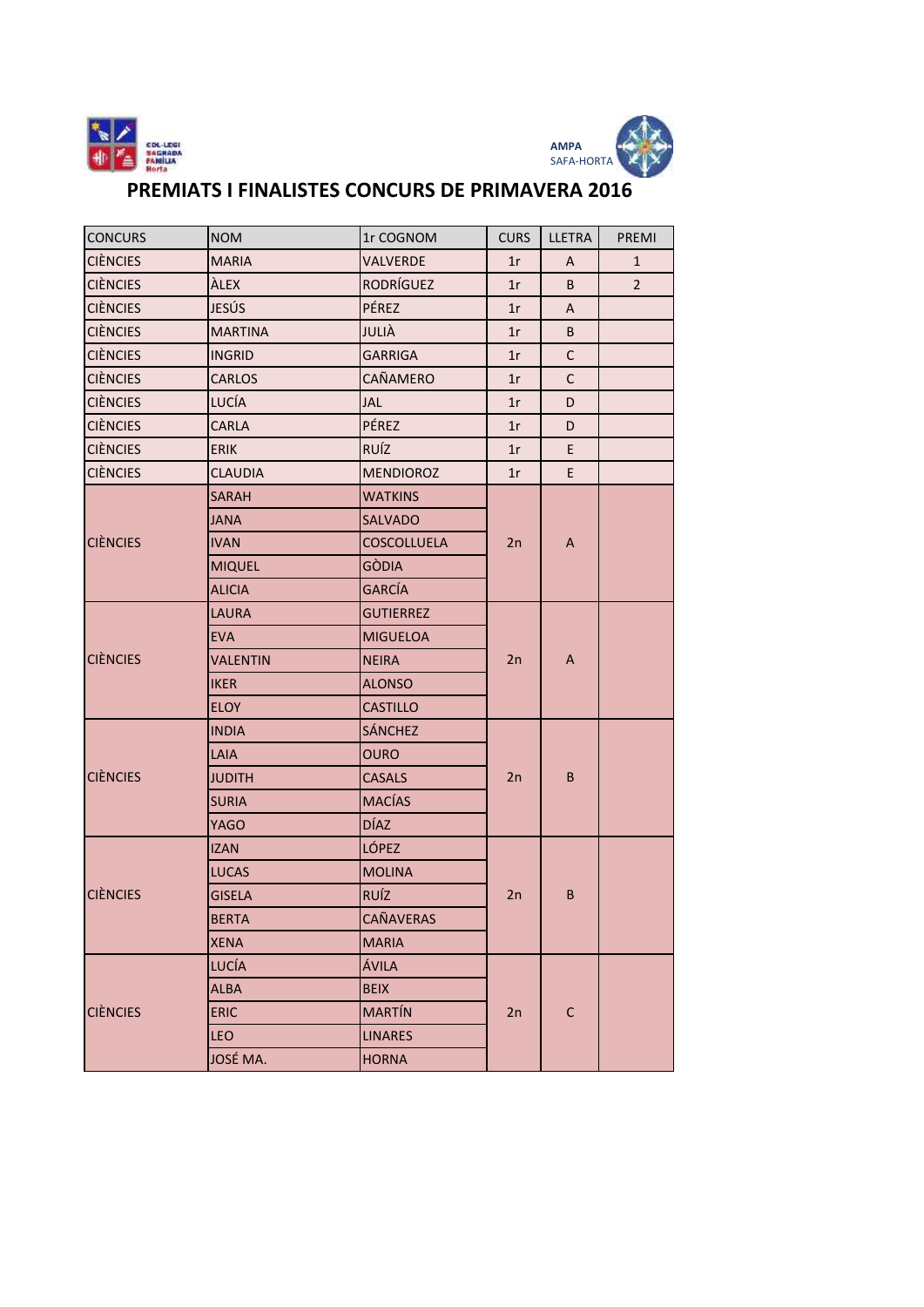# PREMIATS I FINALISTES CONCURS DE PRIMAVERA 2016

| CONCURS | NOM | 1r COGNOM | CURS | LLETRA | PREMI |
|---|---|---|---|---|---|
| CIÈNCIES | MARIA | VALVERDE | 1r | A | 1 |
| CIÈNCIES | ÀLEX | RODRÍGUEZ | 1r | B | 2 |
| CIÈNCIES | JESÚS | PÉREZ | 1r | A | |
| CIÈNCIES | MARTINA | JULIÀ | 1r | B | |
| CIÈNCIES | INGRID | GARRIGA | 1r | C | |
| CIÈNCIES | CARLOS | CAÑAMERO | 1r | C | |
| CIÈNCIES | LUCÍA | JAL | 1r | D | |
| CIÈNCIES | CARLA | PÉREZ | 1r | D | |
| CIÈNCIES | ERIK | RUÍZ | 1r | E | |
| CIÈNCIES | CLAUDIA | MENDIOROZ | 1r | E | |
| CIÈNCIES | SARAH | WATKINS | 2n | A | |
| | JANA | SALVADO | | | |
| | IVAN | COSCOLLUELA | | | |
| | MIQUEL | GÒDIA | | | |
| | ALICIA | GARCÍA | | | |
| CIÈNCIES | LAURA | GUTIERREZ | 2n | A | |
| | EVA | MIGUELOA | | | |
| | VALENTIN | NEIRA | | | |
| | IKER | ALONSO | | | |
| | ELOY | CASTILLO | | | |
| CIÈNCIES | INDIA | SÁNCHEZ | 2n | B | |
| | LAIA | OURO | | | |
| | JUDITH | CASALS | | | |
| | SURIA | MACÍAS | | | |
| | YAGO | DÍAZ | | | |
| CIÈNCIES | IZAN | LÓPEZ | 2n | B | |
| | LUCAS | MOLINA | | | |
| | GISELA | RUÍZ | | | |
| | BERTA | CAÑAVERAS | | | |
| | XENA | MARIA | | | |
| CIÈNCIES | LUCÍA | ÁVILA | 2n | C | |
| | ALBA | BEIX | | | |
| | ERIC | MARTÍN | | | |
| | LEO | LINARES | | | |
| | JOSÉ MA. | HORNA | | | |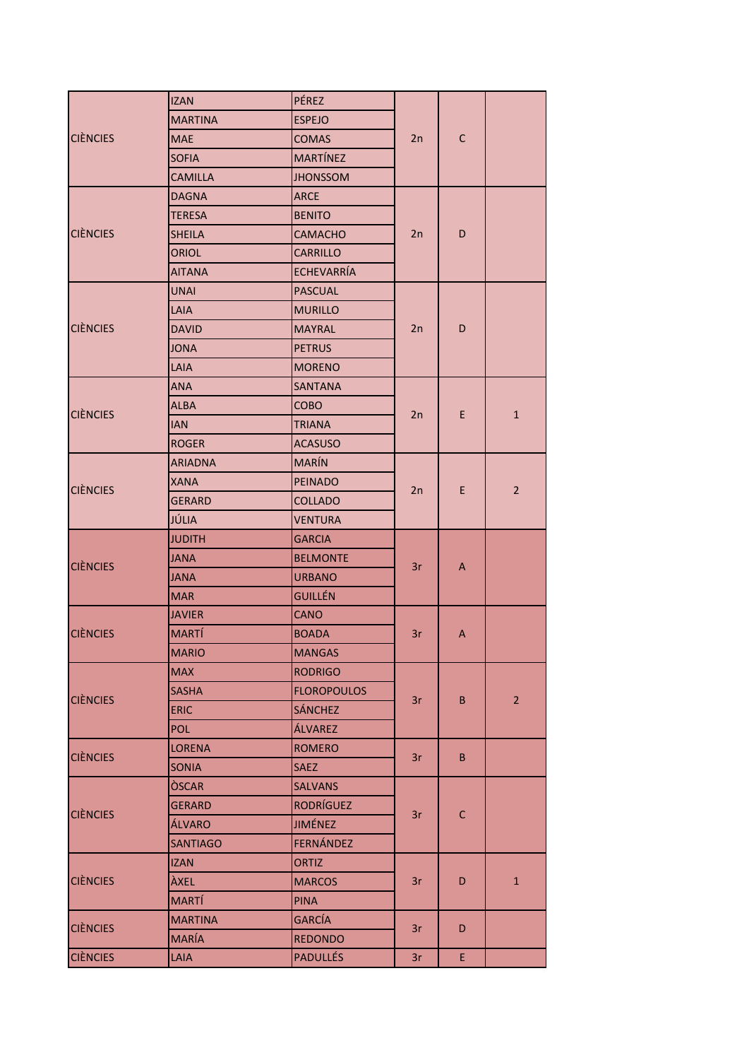| | | | | | |
|---|---|---|---|---|---|
| CIÈNCIES | IZAN | PÉREZ | 2n | C | |
| | MARTINA | ESPEJO | | | |
| | MAE | COMAS | | | |
| | SOFIA | MARTÍNEZ | | | |
| | CAMILLA | JHONSSOM | | | |
| CIÈNCIES | DAGNA | ARCE | 2n | D | |
| | TERESA | BENITO | | | |
| | SHEILA | CAMACHO | | | |
| | ORIOL | CARRILLO | | | |
| | AITANA | ECHEVARRÍA | | | |
| CIÈNCIES | UNAI | PASCUAL | 2n | D | |
| | LAIA | MURILLO | | | |
| | DAVID | MAYRAL | | | |
| | JONA | PETRUS | | | |
| | LAIA | MORENO | | | |
| CIÈNCIES | ANA | SANTANA | 2n | E | 1 |
| | ALBA | COBO | | | |
| | IAN | TRIANA | | | |
| | ROGER | ACASUSO | | | |
| CIÈNCIES | ARIADNA | MARÍN | 2n | E | 2 |
| | XANA | PEINADO | | | |
| | GERARD | COLLADO | | | |
| | JÚLIA | VENTURA | | | |
| CIÈNCIES | JUDITH | GARCIA | 3r | A | |
| | JANA | BELMONTE | | | |
| | JANA | URBANO | | | |
| | MAR | GUILLÉN | | | |
| CIÈNCIES | JAVIER | CANO | 3r | A | |
| | MARTÍ | BOADA | | | |
| | MARIO | MANGAS | | | |
| CIÈNCIES | MAX | RODRIGO | 3r | B | 2 |
| | SASHA | FLOROPOULOS | | | |
| | ERIC | SÁNCHEZ | | | |
| | POL | ÁLVAREZ | | | |
| CIÈNCIES | LORENA | ROMERO | 3r | B | |
| | SONIA | SAEZ | | | |
| CIÈNCIES | ÒSCAR | SALVANS | 3r | C | |
| | GERARD | RODRÍGUEZ | | | |
| | ÁLVARO | JIMÉNEZ | | | |
| | SANTIAGO | FERNÁNDEZ | | | |
| CIÈNCIES | IZAN | ORTIZ | 3r | D | 1 |
| | ÀXEL | MARCOS | | | |
| | MARTÍ | PINA | | | |
| CIÈNCIES | MARTINA | GARCÍA | 3r | D | |
| | MARÍA | REDONDO | | | |
| CIÈNCIES | LAIA | PADULLÉS | 3r | E | |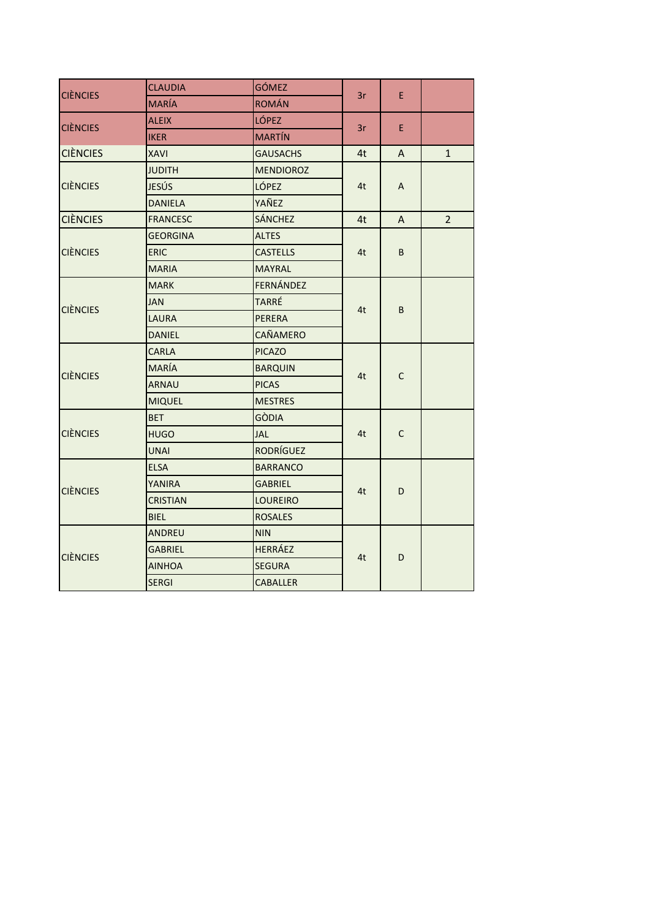| | | | | | |
|---|---|---|---|---|---|
| CIÈNCIES | CLAUDIA | GÓMEZ | 3r | E | |
| | MARÍA | ROMÁN | | | |
| CIÈNCIES | ALEIX | LÓPEZ | 3r | E | |
| | IKER | MARTÍN | | | |
| CIÈNCIES | XAVI | GAUSACHS | 4t | A | 1 |
| CIÈNCIES | JUDITH | MENDIOROZ | 4t | A | |
| | JESÚS | LÓPEZ | | | |
| | DANIELA | YAÑEZ | | | |
| CIÈNCIES | FRANCESC | SÁNCHEZ | 4t | A | 2 |
| CIÈNCIES | GEORGINA | ALTES | 4t | B | |
| | ERIC | CASTELLS | | | |
| | MARIA | MAYRAL | | | |
| CIÈNCIES | MARK | FERNÁNDEZ | 4t | B | |
| | JAN | TARRÉ | | | |
| | LAURA | PERERA | | | |
| | DANIEL | CAÑAMERO | | | |
| CIÈNCIES | CARLA | PICAZO | 4t | C | |
| | MARÍA | BARQUIN | | | |
| | ARNAU | PICAS | | | |
| | MIQUEL | MESTRES | | | |
| CIÈNCIES | BET | GÒDIA | 4t | C | |
| | HUGO | JAL | | | |
| | UNAI | RODRÍGUEZ | | | |
| CIÈNCIES | ELSA | BARRANCO | 4t | D | |
| | YANIRA | GABRIEL | | | |
| | CRISTIAN | LOUREIRO | | | |
| | BIEL | ROSALES | | | |
| CIÈNCIES | ANDREU | NIN | 4t | D | |
| | GABRIEL | HERRÁEZ | | | |
| | AINHOA | SEGURA | | | |
| | SERGI | CABALLER | | | |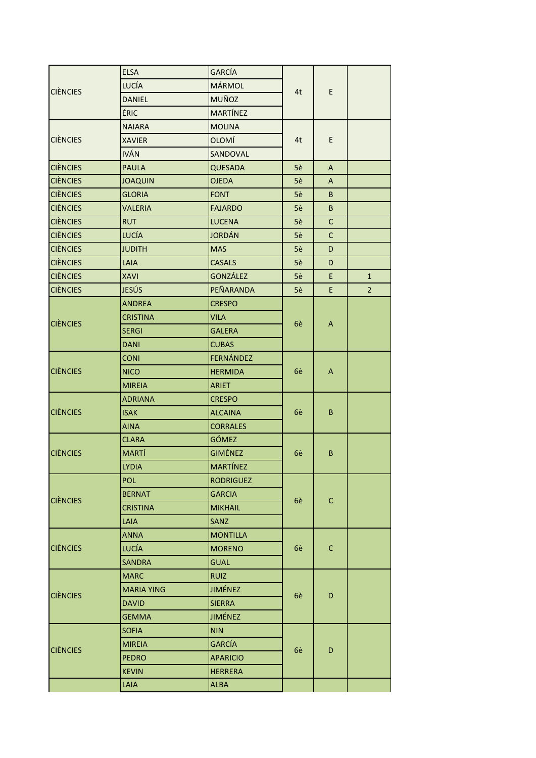| | | | | | |
|---|---|---|---|---|---|
| CIÈNCIES | ELSA | GARCÍA | 4t | E | |
| | LUCÍA | MÁRMOL | | | |
| | DANIEL | MUÑOZ | | | |
| | ÉRIC | MARTÍNEZ | | | |
| CIÈNCIES | NAIARA | MOLINA | 4t | E | |
| | XAVIER | OLOMÍ | | | |
| | IVÁN | SANDOVAL | | | |
| CIÈNCIES | PAULA | QUESADA | 5è | A | |
| CIÈNCIES | JOAQUIN | OJEDA | 5è | A | |
| CIÈNCIES | GLORIA | FONT | 5è | B | |
| CIÈNCIES | VALERIA | FAJARDO | 5è | B | |
| CIÈNCIES | RUT | LUCENA | 5è | C | |
| CIÈNCIES | LUCÍA | JORDÁN | 5è | C | |
| CIÈNCIES | JUDITH | MAS | 5è | D | |
| CIÈNCIES | LAIA | CASALS | 5è | D | |
| CIÈNCIES | XAVI | GONZÁLEZ | 5è | E | 1 |
| CIÈNCIES | JESÚS | PEÑARANDA | 5è | E | 2 |
| CIÈNCIES | ANDREA | CRESPO | 6è | A | |
| | CRISTINA | VILA | | | |
| | SERGI | GALERA | | | |
| | DANI | CUBAS | | | |
| CIÈNCIES | CONI | FERNÁNDEZ | 6è | A | |
| | NICO | HERMIDA | | | |
| | MIREIA | ARIET | | | |
| CIÈNCIES | ADRIANA | CRESPO | 6è | B | |
| | ISAK | ALCAINA | | | |
| | AINA | CORRALES | | | |
| CIÈNCIES | CLARA | GÓMEZ | 6è | B | |
| | MARTÍ | GIMÉNEZ | | | |
| | LYDIA | MARTÍNEZ | | | |
| CIÈNCIES | POL | RODRIGUEZ | 6è | C | |
| | BERNAT | GARCIA | | | |
| | CRISTINA | MIKHAIL | | | |
| | LAIA | SANZ | | | |
| CIÈNCIES | ANNA | MONTILLA | 6è | C | |
| | LUCÍA | MORENO | | | |
| | SANDRA | GUAL | | | |
| CIÈNCIES | MARC | RUIZ | 6è | D | |
| | MARIA YING | JIMÉNEZ | | | |
| | DAVID | SIERRA | | | |
| | GEMMA | JIMÉNEZ | | | |
| CIÈNCIES | SOFIA | NIN | 6è | D | |
| | MIREIA | GARCÍA | | | |
| | PEDRO | APARICIO | | | |
| | KEVIN | HERRERA | | | |
| | LAIA | ALBA | | | |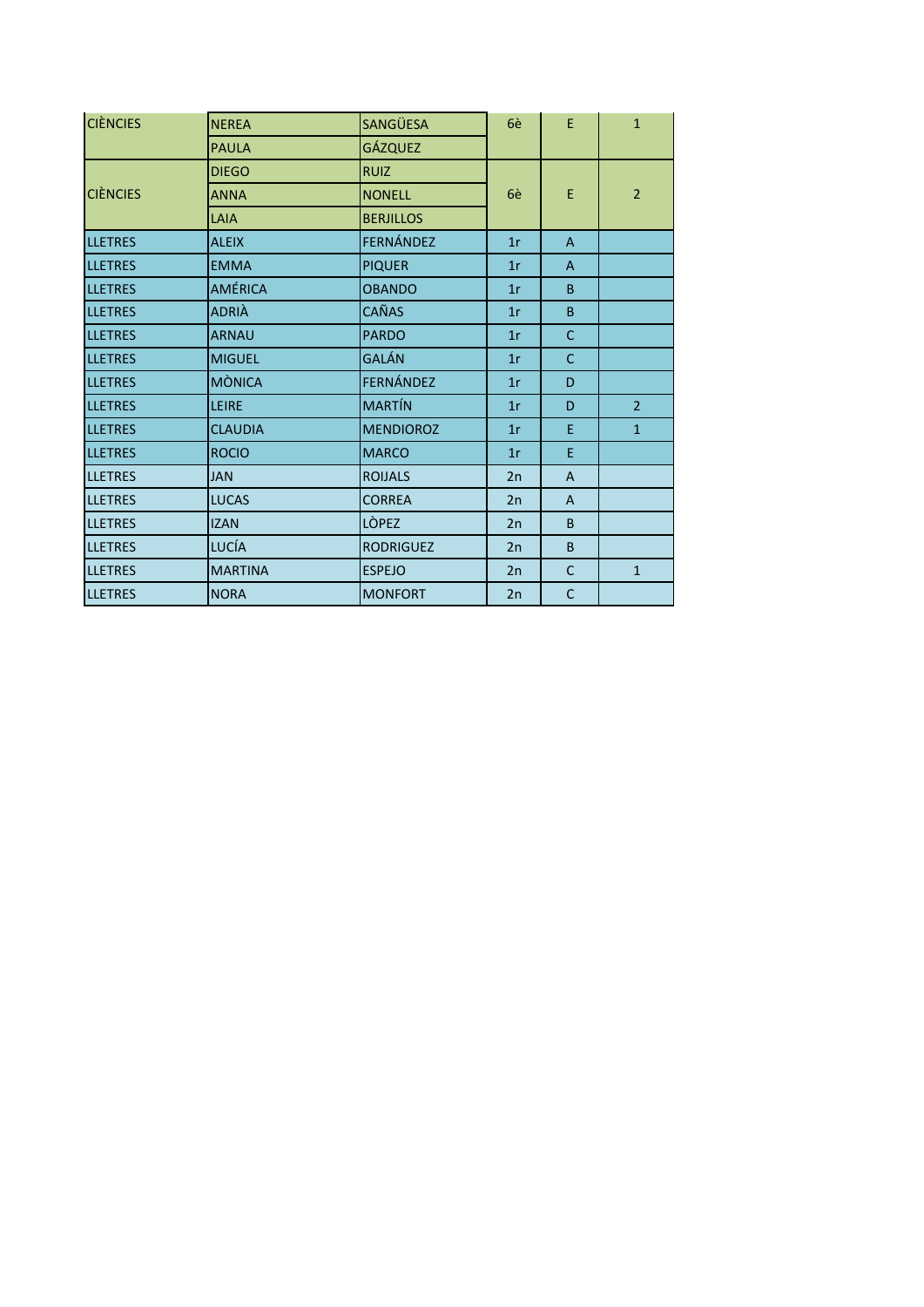| | | | | | |
|---|---|---|---|---|---|
| CIÈNCIES | NEREA | SANGÜESA | 6è | E | 1 |
| | PAULA | GÁZQUEZ | | | |
| CIÈNCIES | DIEGO | RUIZ | 6è | E | 2 |
| | ANNA | NONELL | | | |
| | LAIA | BERJILLOS | | | |
| LLETRES | ALEIX | FERNÁNDEZ | 1r | A | |
| LLETRES | EMMA | PIQUER | 1r | A | |
| LLETRES | AMÉRICA | OBANDO | 1r | B | |
| LLETRES | ADRIÀ | CAÑAS | 1r | B | |
| LLETRES | ARNAU | PARDO | 1r | C | |
| LLETRES | MIGUEL | GALÁN | 1r | C | |
| LLETRES | MÒNICA | FERNÁNDEZ | 1r | D | |
| LLETRES | LEIRE | MARTÍN | 1r | D | 2 |
| LLETRES | CLAUDIA | MENDIOROZ | 1r | E | 1 |
| LLETRES | ROCIO | MARCO | 1r | E | |
| LLETRES | JAN | ROIJALS | 2n | A | |
| LLETRES | LUCAS | CORREA | 2n | A | |
| LLETRES | IZAN | LÒPEZ | 2n | B | |
| LLETRES | LUCÍA | RODRIGUEZ | 2n | B | |
| LLETRES | MARTINA | ESPEJO | 2n | C | 1 |
| LLETRES | NORA | MONFORT | 2n | C | |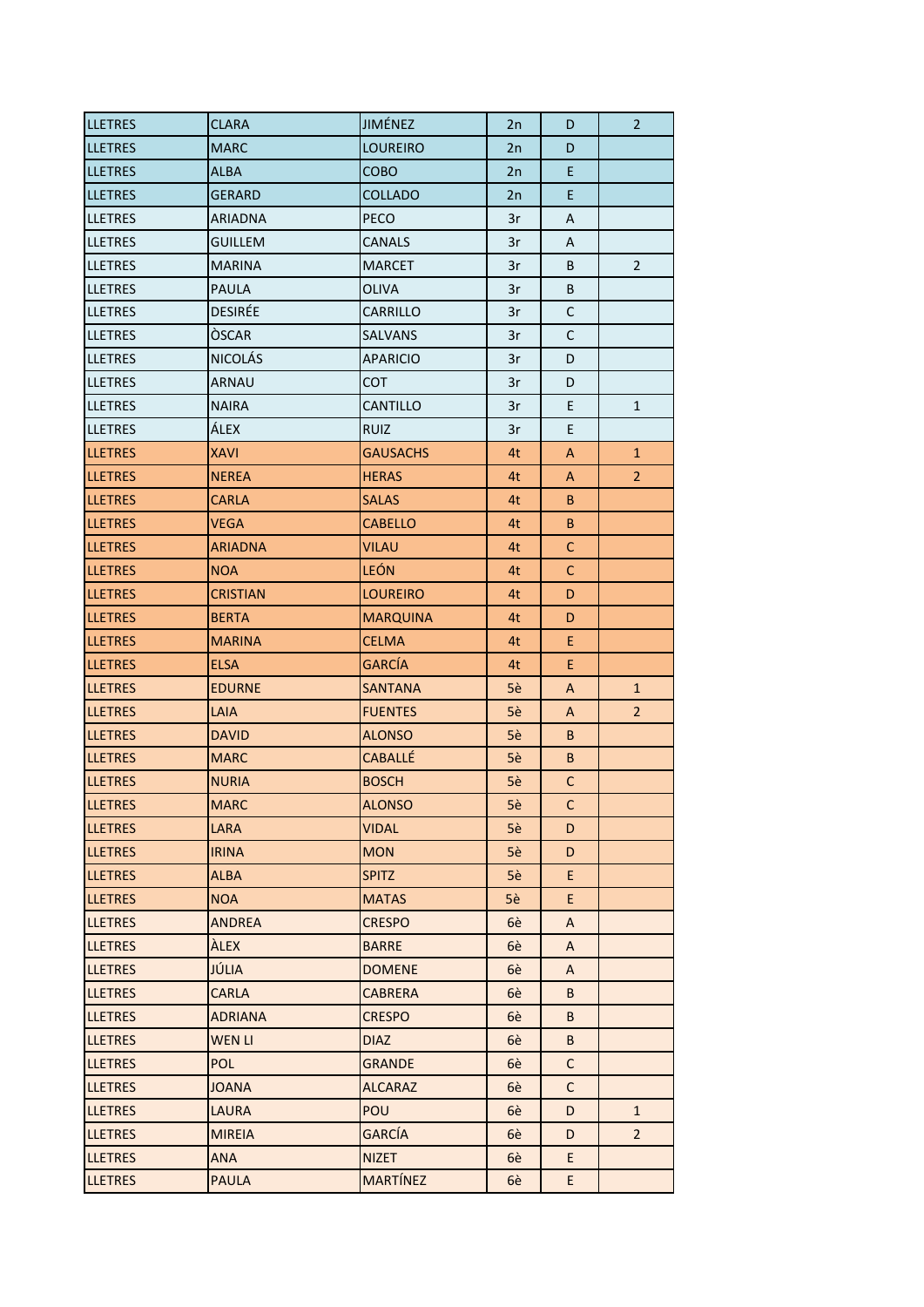| | | | | | |
|---|---|---|---|---|---|
| LLETRES | CLARA | JIMÉNEZ | 2n | D | 2 |
| LLETRES | MARC | LOUREIRO | 2n | D | |
| LLETRES | ALBA | COBO | 2n | E | |
| LLETRES | GERARD | COLLADO | 2n | E | |
| LLETRES | ARIADNA | PECO | 3r | A | |
| LLETRES | GUILLEM | CANALS | 3r | A | |
| LLETRES | MARINA | MARCET | 3r | B | 2 |
| LLETRES | PAULA | OLIVA | 3r | B | |
| LLETRES | DESIRÉE | CARRILLO | 3r | C | |
| LLETRES | ÒSCAR | SALVANS | 3r | C | |
| LLETRES | NICOLÁS | APARICIO | 3r | D | |
| LLETRES | ARNAU | COT | 3r | D | |
| LLETRES | NAIRA | CANTILLO | 3r | E | 1 |
| LLETRES | ÁLEX | RUIZ | 3r | E | |
| LLETRES | XAVI | GAUSACHS | 4t | A | 1 |
| LLETRES | NEREA | HERAS | 4t | A | 2 |
| LLETRES | CARLA | SALAS | 4t | B | |
| LLETRES | VEGA | CABELLO | 4t | B | |
| LLETRES | ARIADNA | VILAU | 4t | C | |
| LLETRES | NOA | LEÓN | 4t | C | |
| LLETRES | CRISTIAN | LOUREIRO | 4t | D | |
| LLETRES | BERTA | MARQUINA | 4t | D | |
| LLETRES | MARINA | CELMA | 4t | E | |
| LLETRES | ELSA | GARCÍA | 4t | E | |
| LLETRES | EDURNE | SANTANA | 5è | A | 1 |
| LLETRES | LAIA | FUENTES | 5è | A | 2 |
| LLETRES | DAVID | ALONSO | 5è | B | |
| LLETRES | MARC | CABALLÉ | 5è | B | |
| LLETRES | NURIA | BOSCH | 5è | C | |
| LLETRES | MARC | ALONSO | 5è | C | |
| LLETRES | LARA | VIDAL | 5è | D | |
| LLETRES | IRINA | MON | 5è | D | |
| LLETRES | ALBA | SPITZ | 5è | E | |
| LLETRES | NOA | MATAS | 5è | E | |
| LLETRES | ANDREA | CRESPO | 6è | A | |
| LLETRES | ÀLEX | BARRE | 6è | A | |
| LLETRES | JÚLIA | DOMENE | 6è | A | |
| LLETRES | CARLA | CABRERA | 6è | B | |
| LLETRES | ADRIANA | CRESPO | 6è | B | |
| LLETRES | WEN LI | DIAZ | 6è | B | |
| LLETRES | POL | GRANDE | 6è | C | |
| LLETRES | JOANA | ALCARAZ | 6è | C | |
| LLETRES | LAURA | POU | 6è | D | 1 |
| LLETRES | MIREIA | GARCÍA | 6è | D | 2 |
| LLETRES | ANA | NIZET | 6è | E | |
| LLETRES | PAULA | MARTÍNEZ | 6è | E | |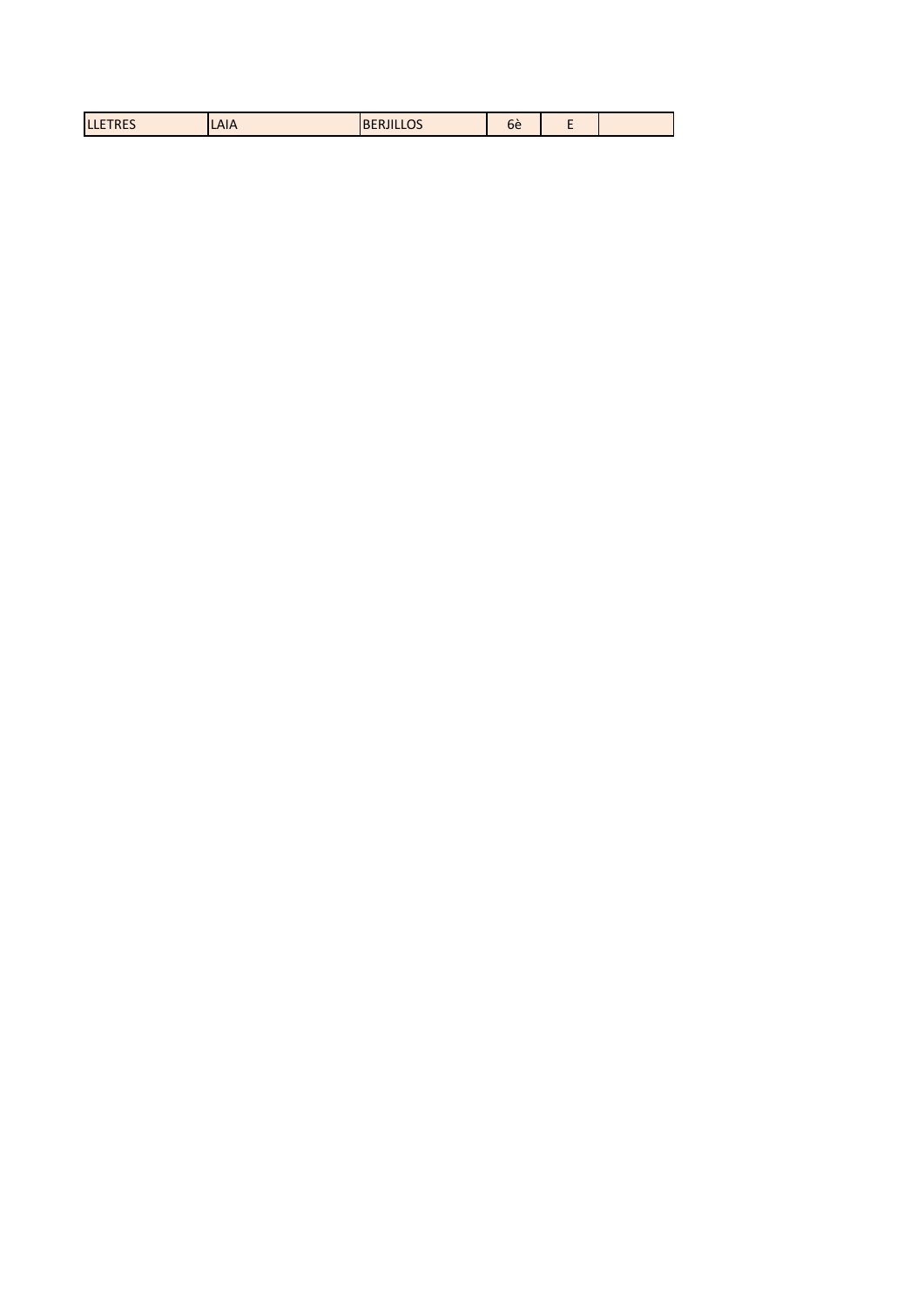| LLETRES | LAIA | BERJILLOS | 6è | E | |
|---|---|---|---|---|---|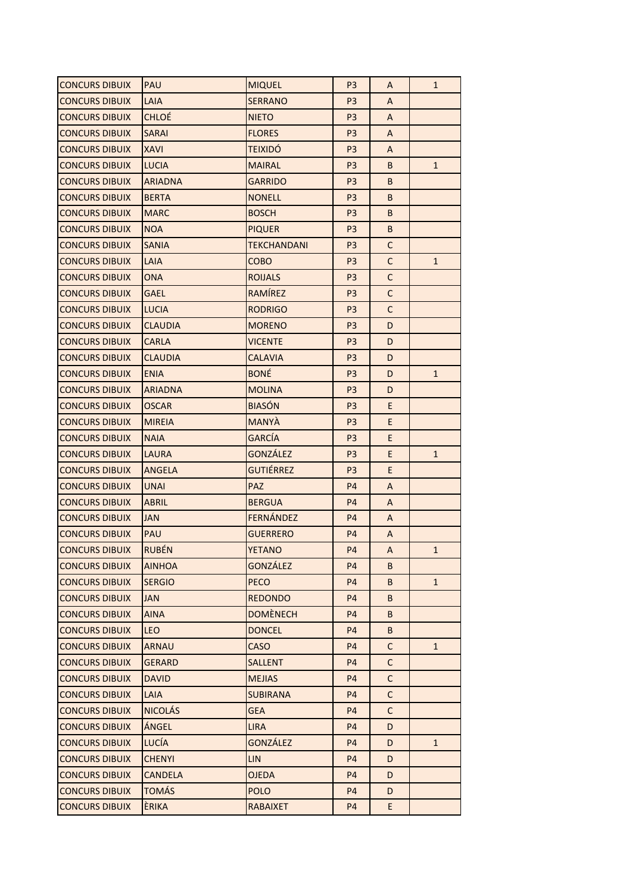| | | | | | |
|---|---|---|---|---|---|
| CONCURS DIBUIX | PAU | MIQUEL | P3 | A | 1 |
| CONCURS DIBUIX | LAIA | SERRANO | P3 | A | |
| CONCURS DIBUIX | CHLOÉ | NIETO | P3 | A | |
| CONCURS DIBUIX | SARAI | FLORES | P3 | A | |
| CONCURS DIBUIX | XAVI | TEIXIDÓ | P3 | A | |
| CONCURS DIBUIX | LUCIA | MAIRAL | P3 | B | 1 |
| CONCURS DIBUIX | ARIADNA | GARRIDO | P3 | B | |
| CONCURS DIBUIX | BERTA | NONELL | P3 | B | |
| CONCURS DIBUIX | MARC | BOSCH | P3 | B | |
| CONCURS DIBUIX | NOA | PIQUER | P3 | B | |
| CONCURS DIBUIX | SANIA | TEKCHANDANI | P3 | C | |
| CONCURS DIBUIX | LAIA | COBO | P3 | C | 1 |
| CONCURS DIBUIX | ONA | ROIJALS | P3 | C | |
| CONCURS DIBUIX | GAEL | RAMÍREZ | P3 | C | |
| CONCURS DIBUIX | LUCIA | RODRIGO | P3 | C | |
| CONCURS DIBUIX | CLAUDIA | MORENO | P3 | D | |
| CONCURS DIBUIX | CARLA | VICENTE | P3 | D | |
| CONCURS DIBUIX | CLAUDIA | CALAVIA | P3 | D | |
| CONCURS DIBUIX | ENIA | BONÉ | P3 | D | 1 |
| CONCURS DIBUIX | ARIADNA | MOLINA | P3 | D | |
| CONCURS DIBUIX | OSCAR | BIASÓN | P3 | E | |
| CONCURS DIBUIX | MIREIA | MANYÀ | P3 | E | |
| CONCURS DIBUIX | NAIA | GARCÍA | P3 | E | |
| CONCURS DIBUIX | LAURA | GONZÁLEZ | P3 | E | 1 |
| CONCURS DIBUIX | ANGELA | GUTIÉRREZ | P3 | E | |
| CONCURS DIBUIX | UNAI | PAZ | P4 | A | |
| CONCURS DIBUIX | ABRIL | BERGUA | P4 | A | |
| CONCURS DIBUIX | JAN | FERNÁNDEZ | P4 | A | |
| CONCURS DIBUIX | PAU | GUERRERO | P4 | A | |
| CONCURS DIBUIX | RUBÉN | YETANO | P4 | A | 1 |
| CONCURS DIBUIX | AINHOA | GONZÁLEZ | P4 | B | |
| CONCURS DIBUIX | SERGIO | PECO | P4 | B | 1 |
| CONCURS DIBUIX | JAN | REDONDO | P4 | B | |
| CONCURS DIBUIX | AINA | DOMÈNECH | P4 | B | |
| CONCURS DIBUIX | LEO | DONCEL | P4 | B | |
| CONCURS DIBUIX | ARNAU | CASO | P4 | C | 1 |
| CONCURS DIBUIX | GERARD | SALLENT | P4 | C | |
| CONCURS DIBUIX | DAVID | MEJIAS | P4 | C | |
| CONCURS DIBUIX | LAIA | SUBIRANA | P4 | C | |
| CONCURS DIBUIX | NICOLÁS | GEA | P4 | C | |
| CONCURS DIBUIX | ÁNGEL | LIRA | P4 | D | |
| CONCURS DIBUIX | LUCÍA | GONZÁLEZ | P4 | D | 1 |
| CONCURS DIBUIX | CHENYI | LIN | P4 | D | |
| CONCURS DIBUIX | CANDELA | OJEDA | P4 | D | |
| CONCURS DIBUIX | TOMÁS | POLO | P4 | D | |
| CONCURS DIBUIX | ÈRIKA | RABAIXET | P4 | E | |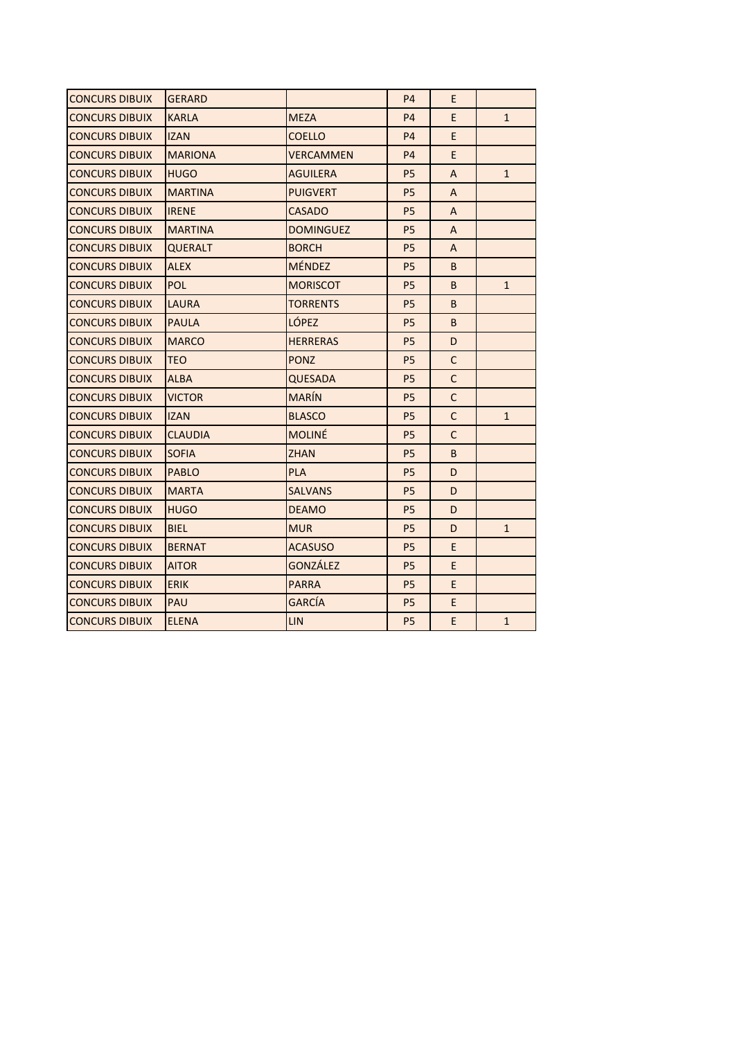| | | | | | |
|---|---|---|---|---|---|
| CONCURS DIBUIX | GERARD | | P4 | E | |
| CONCURS DIBUIX | KARLA | MEZA | P4 | E | 1 |
| CONCURS DIBUIX | IZAN | COELLO | P4 | E | |
| CONCURS DIBUIX | MARIONA | VERCAMMEN | P4 | E | |
| CONCURS DIBUIX | HUGO | AGUILERA | P5 | A | 1 |
| CONCURS DIBUIX | MARTINA | PUIGVERT | P5 | A | |
| CONCURS DIBUIX | IRENE | CASADO | P5 | A | |
| CONCURS DIBUIX | MARTINA | DOMINGUEZ | P5 | A | |
| CONCURS DIBUIX | QUERALT | BORCH | P5 | A | |
| CONCURS DIBUIX | ALEX | MÉNDEZ | P5 | B | |
| CONCURS DIBUIX | POL | MORISCOT | P5 | B | 1 |
| CONCURS DIBUIX | LAURA | TORRENTS | P5 | B | |
| CONCURS DIBUIX | PAULA | LÓPEZ | P5 | B | |
| CONCURS DIBUIX | MARCO | HERRERAS | P5 | D | |
| CONCURS DIBUIX | TEO | PONZ | P5 | C | |
| CONCURS DIBUIX | ALBA | QUESADA | P5 | C | |
| CONCURS DIBUIX | VICTOR | MARÍN | P5 | C | |
| CONCURS DIBUIX | IZAN | BLASCO | P5 | C | 1 |
| CONCURS DIBUIX | CLAUDIA | MOLINÉ | P5 | C | |
| CONCURS DIBUIX | SOFIA | ZHAN | P5 | B | |
| CONCURS DIBUIX | PABLO | PLA | P5 | D | |
| CONCURS DIBUIX | MARTA | SALVANS | P5 | D | |
| CONCURS DIBUIX | HUGO | DEAMO | P5 | D | |
| CONCURS DIBUIX | BIEL | MUR | P5 | D | 1 |
| CONCURS DIBUIX | BERNAT | ACASUSO | P5 | E | |
| CONCURS DIBUIX | AITOR | GONZÁLEZ | P5 | E | |
| CONCURS DIBUIX | ERIK | PARRA | P5 | E | |
| CONCURS DIBUIX | PAU | GARCÍA | P5 | E | |
| CONCURS DIBUIX | ELENA | LIN | P5 | E | 1 |